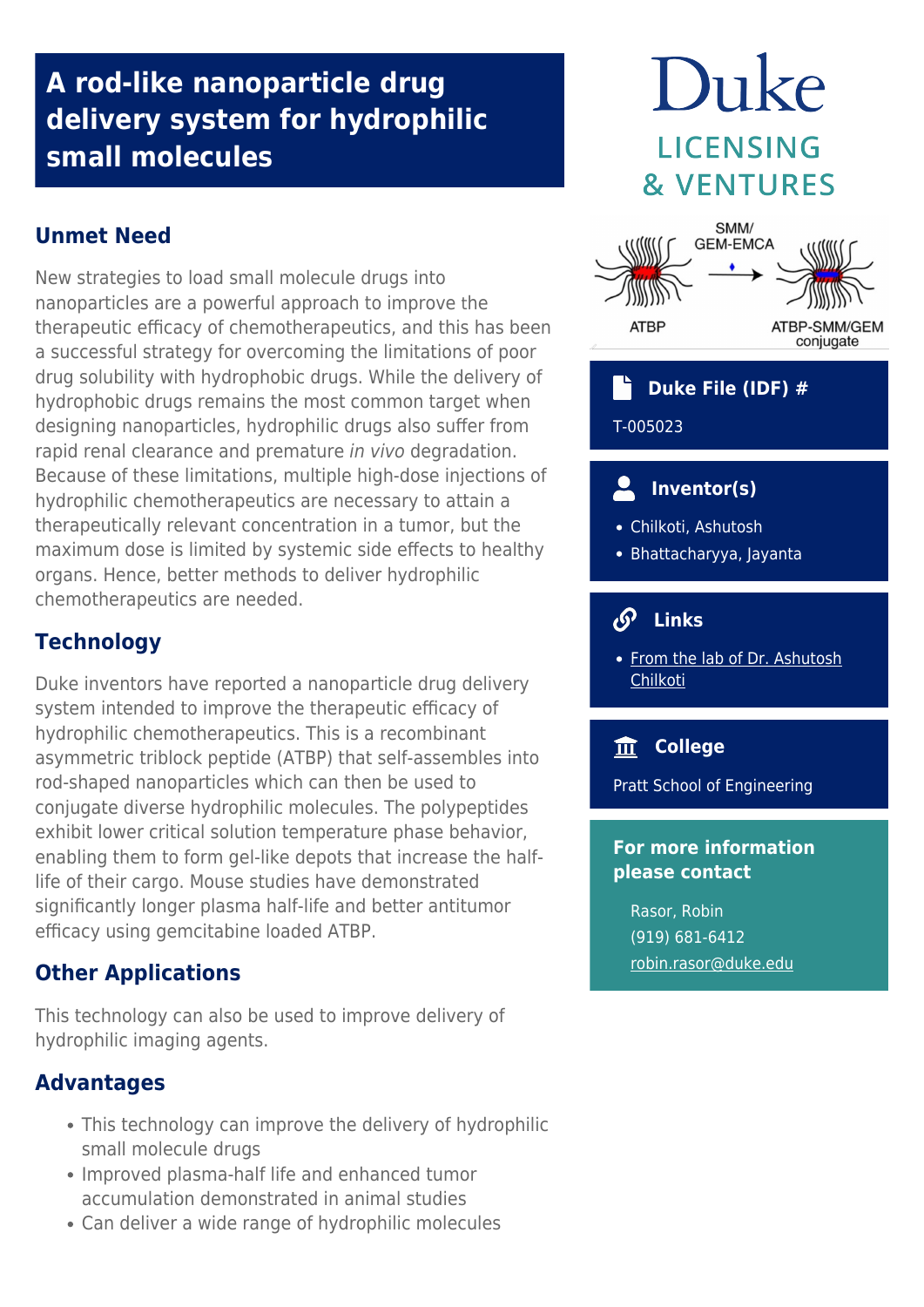# A rod-like nanoparticle drug delivery system for hydrophilic small molecules

Duke LICENSING & VENTURES

## Unmet Need

New strategies to load small molecule drugs into nanoparticles are a powerful approach to improve the therapeutic efficacy of chemotherapeutics, and this has been a successful strategy for overcoming the limitations of poor drug solubility with hydrophobic drugs. While the delivery of hydrophobic drugs remains the most common target when designing nanoparticles, hydrophilic drugs also suffer from rapid renal clearance and premature *in vivo* degradation. Because of these limitations, multiple high-dose injections of hydrophilic chemotherapeutics are necessary to attain a therapeutically relevant concentration in a tumor, but the maximum dose is limited by systemic side effects to healthy organs. Hence, better methods to deliver hydrophilic chemotherapeutics are needed.

## Technology

Duke inventors have reported a nanoparticle drug delivery system intended to improve the therapeutic efficacy of hydrophilic chemotherapeutics. This is a recombinant asymmetric triblock peptide (ATBP) that self-assembles into rod-shaped nanoparticles which can then be used to conjugate diverse hydrophilic molecules. The polypeptides exhibit lower critical solution temperature phase behavior, enabling them to form gel-like depots that increase the half-life of their cargo. Mouse studies have demonstrated significantly longer plasma half-life and better antitumor efficacy using gemcitabine loaded ATBP.

## Other Applications

This technology can also be used to improve delivery of hydrophilic imaging agents.

## Advantages

- This technology can improve the delivery of hydrophilic small molecule drugs
- Improved plasma-half life and enhanced tumor accumulation demonstrated in animal studies
- Can deliver a wide range of hydrophilic molecules

ATBP → SMM/GEM-EMCA → ATBP-SMM/GEM conjugate

### Duke File (IDF) #

T-005023

### Inventor(s)

- Chilkoti, Ashutosh
- Bhattacharyya, Jayanta

### Links

- From the lab of Dr. Ashutosh Chilkoti

### College

Pratt School of Engineering

### For more information please contact

Rasor, Robin
(919) 681-6412
robin.rasor@duke.edu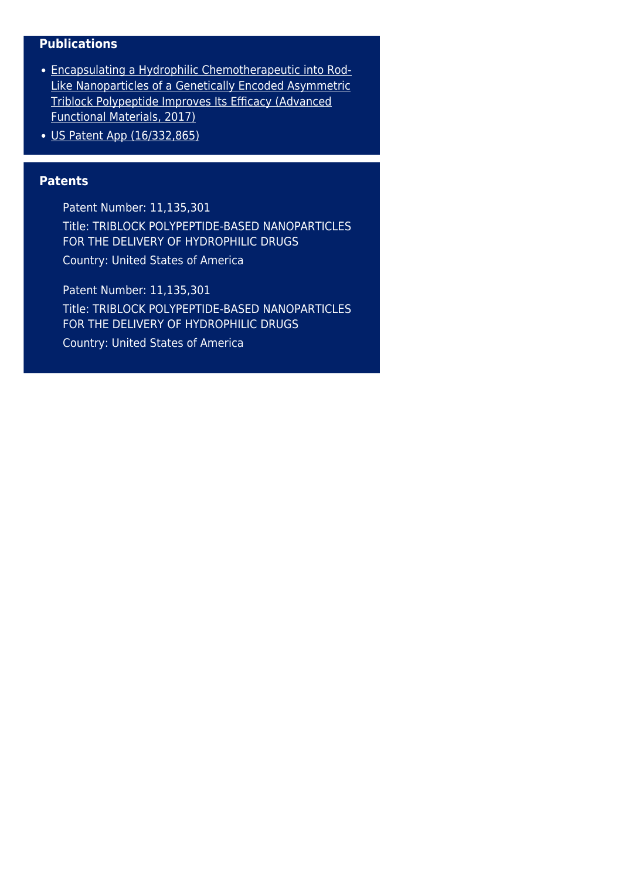## Publications

- Encapsulating a Hydrophilic Chemotherapeutic into Rod-Like Nanoparticles of a Genetically Encoded Asymmetric Triblock Polypeptide Improves Its Efficacy (Advanced Functional Materials, 2017)
- US Patent App (16/332,865)

## Patents

Patent Number: 11,135,301

Title: TRIBLOCK POLYPEPTIDE-BASED NANOPARTICLES FOR THE DELIVERY OF HYDROPHILIC DRUGS

Country: United States of America

Patent Number: 11,135,301

Title: TRIBLOCK POLYPEPTIDE-BASED NANOPARTICLES FOR THE DELIVERY OF HYDROPHILIC DRUGS

Country: United States of America